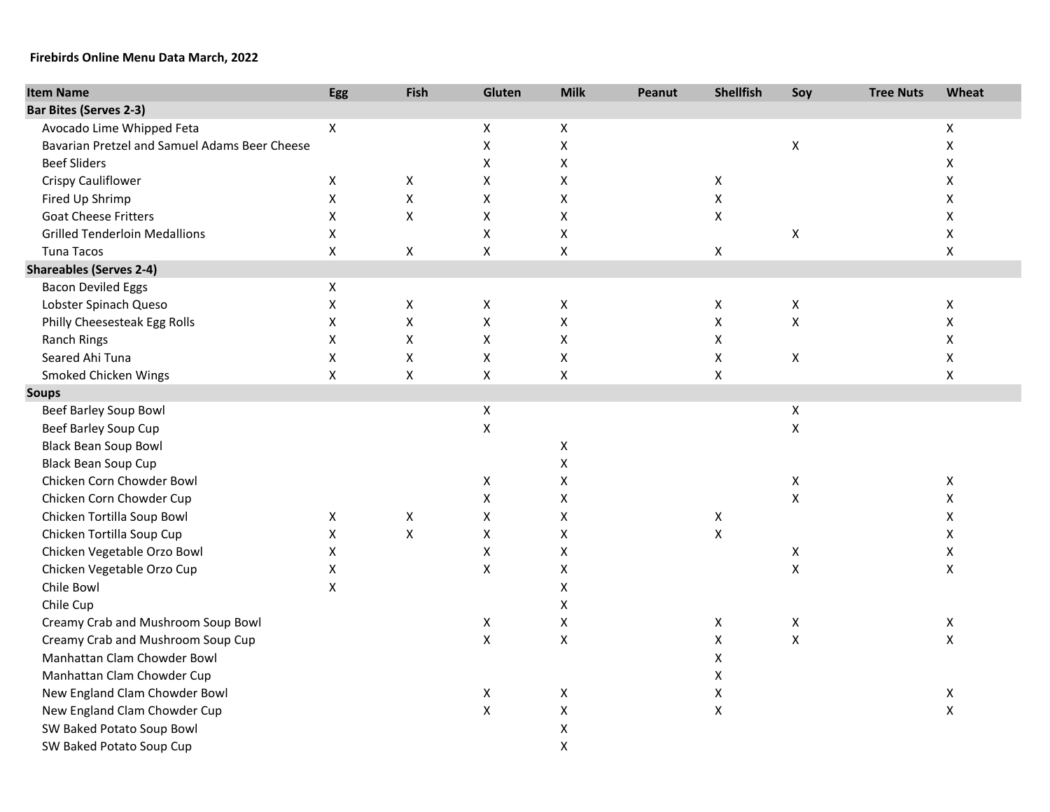**Firebirds Online Menu Data March, 2022**

| Item Name | Egg | Fish | Gluten | Milk | Peanut | Shellfish | Soy | Tree Nuts | Wheat |
|---|---|---|---|---|---|---|---|---|---|
| **Bar Bites (Serves 2-3)** | | | | | | | | | |
| Avocado Lime Whipped Feta | X | | X | X | | | | | X |
| Bavarian Pretzel and Samuel Adams Beer Cheese | | | X | X | | | X | | X |
| Beef Sliders | | | X | X | | | | | X |
| Crispy Cauliflower | X | X | X | X | | X | | | X |
| Fired Up Shrimp | X | X | X | X | | X | | | X |
| Goat Cheese Fritters | X | X | X | X | | X | | | X |
| Grilled Tenderloin Medallions | X | | X | X | | | X | | X |
| Tuna Tacos | X | X | X | X | | X | | | X |
| **Shareables (Serves 2-4)** | | | | | | | | | |
| Bacon Deviled Eggs | X | | | | | | | | |
| Lobster Spinach Queso | X | X | X | X | | X | X | | X |
| Philly Cheesesteak Egg Rolls | X | X | X | X | | X | X | | X |
| Ranch Rings | X | X | X | X | | X | | | X |
| Seared Ahi Tuna | X | X | X | X | | X | X | | X |
| Smoked Chicken Wings | X | X | X | X | | X | | | X |
| **Soups** | | | | | | | | | |
| Beef Barley Soup Bowl | | | X | | | | X | | |
| Beef Barley Soup Cup | | | X | | | | X | | |
| Black Bean Soup Bowl | | | | X | | | | | |
| Black Bean Soup Cup | | | | X | | | | | |
| Chicken Corn Chowder Bowl | | | X | X | | | X | | X |
| Chicken Corn Chowder Cup | | | X | X | | | X | | X |
| Chicken Tortilla Soup Bowl | X | X | X | X | | X | | | X |
| Chicken Tortilla Soup Cup | X | X | X | X | | X | | | X |
| Chicken Vegetable Orzo Bowl | X | | X | X | | | X | | X |
| Chicken Vegetable Orzo Cup | X | | X | X | | | X | | X |
| Chile Bowl | X | | | X | | | | | |
| Chile Cup | | | | X | | | | | |
| Creamy Crab and Mushroom Soup Bowl | | | X | X | | X | X | | X |
| Creamy Crab and Mushroom Soup Cup | | | X | X | | X | X | | X |
| Manhattan Clam Chowder Bowl | | | | | | X | | | |
| Manhattan Clam Chowder Cup | | | | | | X | | | |
| New England Clam Chowder Bowl | | | X | X | | X | | | X |
| New England Clam Chowder Cup | | | X | X | | X | | | X |
| SW Baked Potato Soup Bowl | | | | X | | | | | |
| SW Baked Potato Soup Cup | | | | X | | | | | |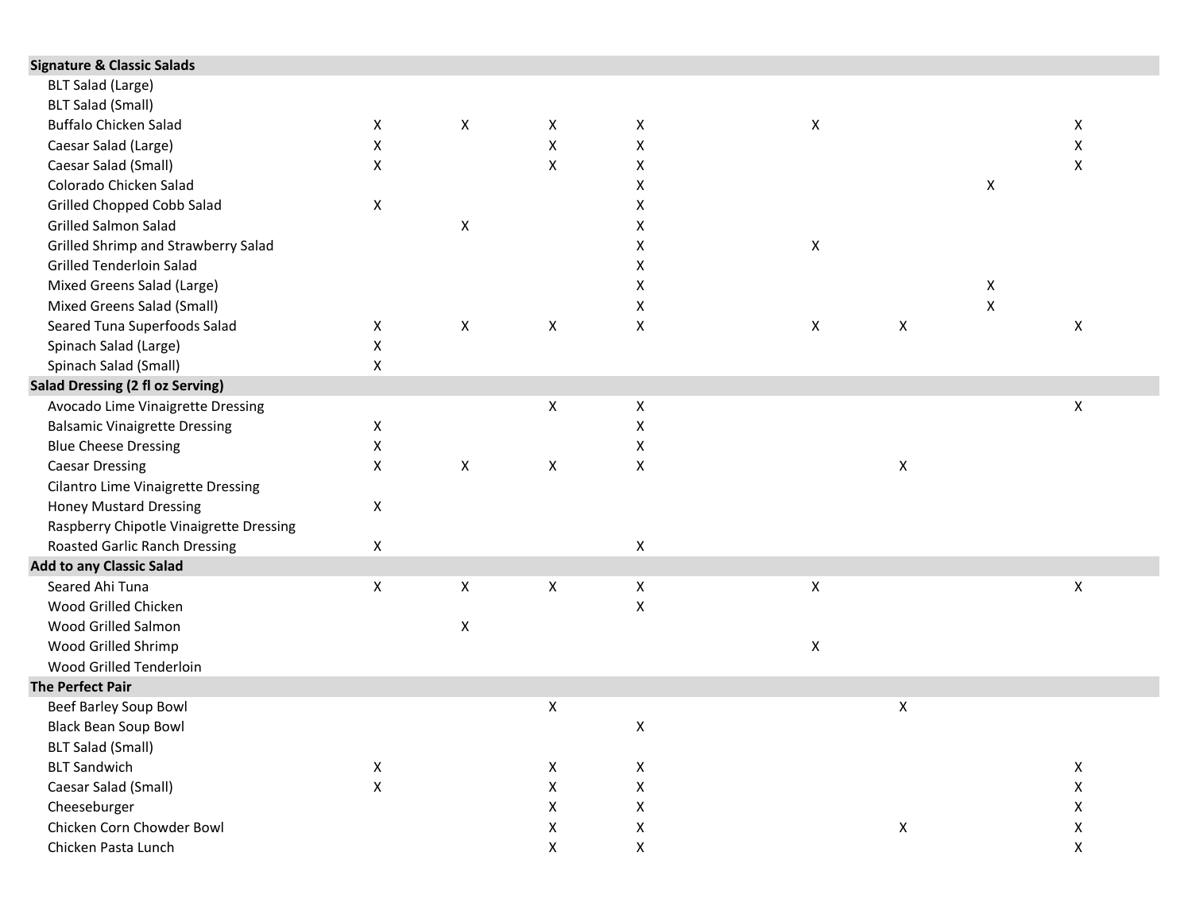| | | | | | | | | | |
|---|---|---|---|---|---|---|---|---|---|
| **Signature & Classic Salads** | | | | | | | | | |
| BLT Salad (Large) | | | | | | | | | |
| BLT Salad (Small) | | | | | | | | | |
| Buffalo Chicken Salad | X | X | X | X | | X | | | X |
| Caesar Salad (Large) | X | | X | X | | | | | X |
| Caesar Salad (Small) | X | | X | X | | | | | X |
| Colorado Chicken Salad | | | | X | | | | X | |
| Grilled Chopped Cobb Salad | X | | | X | | | | | |
| Grilled Salmon Salad | | X | | X | | | | | |
| Grilled Shrimp and Strawberry Salad | | | | X | | X | | | |
| Grilled Tenderloin Salad | | | | X | | | | | |
| Mixed Greens Salad (Large) | | | | X | | | | X | |
| Mixed Greens Salad (Small) | | | | X | | | | X | |
| Seared Tuna Superfoods Salad | X | X | X | X | | X | X | | X |
| Spinach Salad (Large) | X | | | | | | | | |
| Spinach Salad (Small) | X | | | | | | | | |
| **Salad Dressing (2 fl oz Serving)** | | | | | | | | | |
| Avocado Lime Vinaigrette Dressing | | | X | X | | | | | X |
| Balsamic Vinaigrette Dressing | X | | | X | | | | | |
| Blue Cheese Dressing | X | | | X | | | | | |
| Caesar Dressing | X | X | X | X | | | X | | |
| Cilantro Lime Vinaigrette Dressing | | | | | | | | | |
| Honey Mustard Dressing | X | | | | | | | | |
| Raspberry Chipotle Vinaigrette Dressing | | | | | | | | | |
| Roasted Garlic Ranch Dressing | X | | | X | | | | | |
| **Add to any Classic Salad** | | | | | | | | | |
| Seared Ahi Tuna | X | X | X | X | | X | | | X |
| Wood Grilled Chicken | | | | X | | | | | |
| Wood Grilled Salmon | | X | | | | | | | |
| Wood Grilled Shrimp | | | | | | X | | | |
| Wood Grilled Tenderloin | | | | | | | | | |
| **The Perfect Pair** | | | | | | | | | |
| Beef Barley Soup Bowl | | | X | | | | X | | |
| Black Bean Soup Bowl | | | | X | | | | | |
| BLT Salad (Small) | | | | | | | | | |
| BLT Sandwich | X | | X | X | | | | | X |
| Caesar Salad (Small) | X | | X | X | | | | | X |
| Cheeseburger | | | X | X | | | | | X |
| Chicken Corn Chowder Bowl | | | X | X | | | X | | X |
| Chicken Pasta Lunch | | | X | X | | | | | X |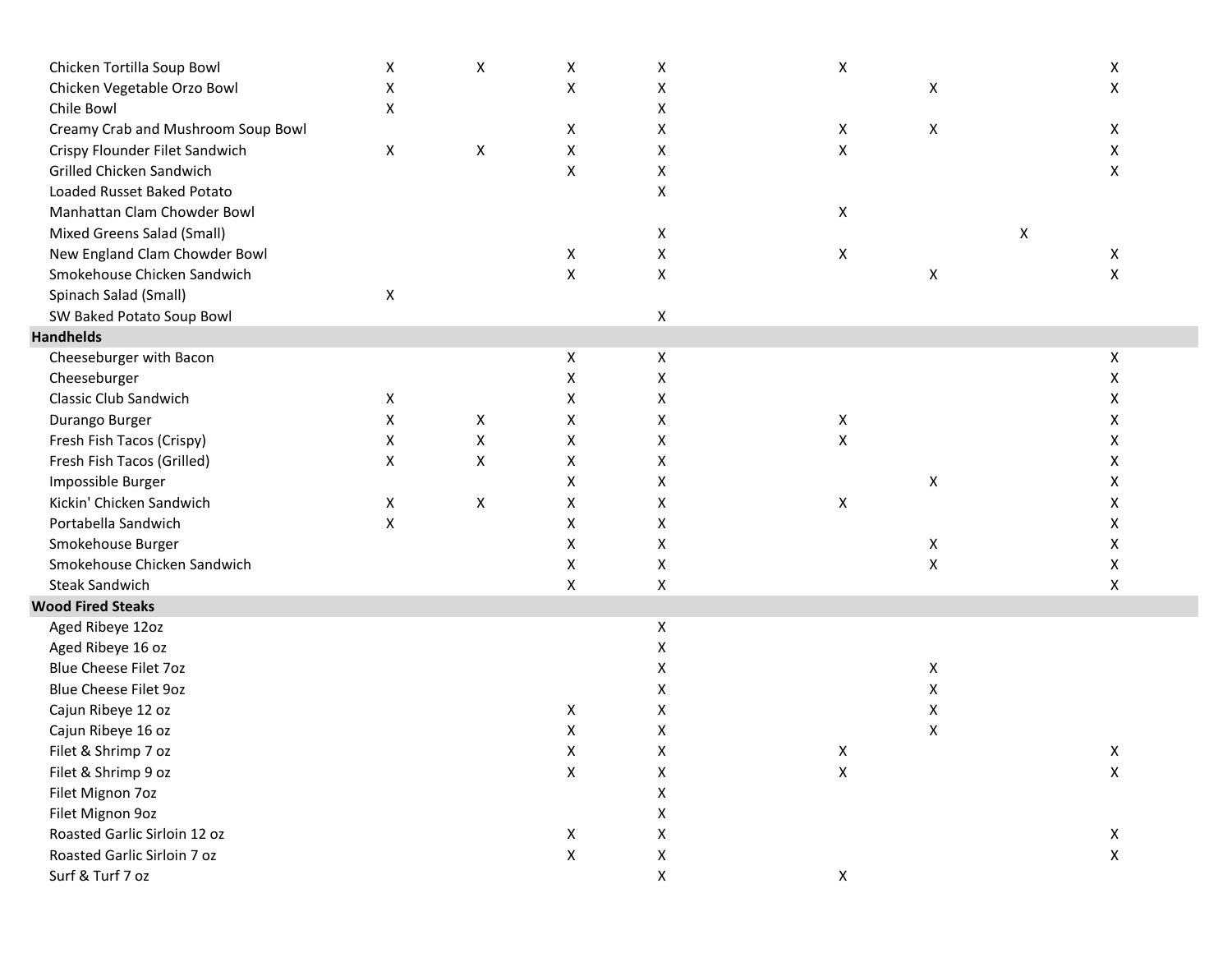| | | | | | | | | | |
|---|---|---|---|---|---|---|---|---|---|
| Chicken Tortilla Soup Bowl | X | X | X | X | | X | | | X |
| Chicken Vegetable Orzo Bowl | X | | X | X | | | X | | X |
| Chile Bowl | X | | | X | | | | | |
| Creamy Crab and Mushroom Soup Bowl | | | X | X | | X | X | | X |
| Crispy Flounder Filet Sandwich | X | X | X | X | | X | | | X |
| Grilled Chicken Sandwich | | | X | X | | | | | X |
| Loaded Russet Baked Potato | | | | X | | | | | |
| Manhattan Clam Chowder Bowl | | | | | | X | | | |
| Mixed Greens Salad (Small) | | | | X | | | | X | |
| New England Clam Chowder Bowl | | | X | X | | X | | | X |
| Smokehouse Chicken Sandwich | | | X | X | | | X | | X |
| Spinach Salad (Small) | X | | | | | | | | |
| SW Baked Potato Soup Bowl | | | | X | | | | | |
| **Handhelds** | | | | | | | | | |
| Cheeseburger with Bacon | | | X | X | | | | | X |
| Cheeseburger | | | X | X | | | | | X |
| Classic Club Sandwich | X | | X | X | | | | | X |
| Durango Burger | X | X | X | X | | X | | | X |
| Fresh Fish Tacos (Crispy) | X | X | X | X | | X | | | X |
| Fresh Fish Tacos (Grilled) | X | X | X | X | | | | | X |
| Impossible Burger | | | X | X | | | X | | X |
| Kickin' Chicken Sandwich | X | X | X | X | | X | | | X |
| Portabella Sandwich | X | | X | X | | | | | X |
| Smokehouse Burger | | | X | X | | | X | | X |
| Smokehouse Chicken Sandwich | | | X | X | | | X | | X |
| Steak Sandwich | | | X | X | | | | | X |
| **Wood Fired Steaks** | | | | | | | | | |
| Aged Ribeye 12oz | | | | X | | | | | |
| Aged Ribeye 16 oz | | | | X | | | | | |
| Blue Cheese Filet 7oz | | | | X | | | X | | |
| Blue Cheese Filet 9oz | | | | X | | | X | | |
| Cajun Ribeye 12 oz | | | X | X | | | X | | |
| Cajun Ribeye 16 oz | | | X | X | | | X | | |
| Filet & Shrimp 7 oz | | | X | X | | X | | | X |
| Filet & Shrimp 9 oz | | | X | X | | X | | | X |
| Filet Mignon 7oz | | | | X | | | | | |
| Filet Mignon 9oz | | | | X | | | | | |
| Roasted Garlic Sirloin 12 oz | | | X | X | | | | | X |
| Roasted Garlic Sirloin 7 oz | | | X | X | | | | | X |
| Surf & Turf 7 oz | | | | X | | X | | | |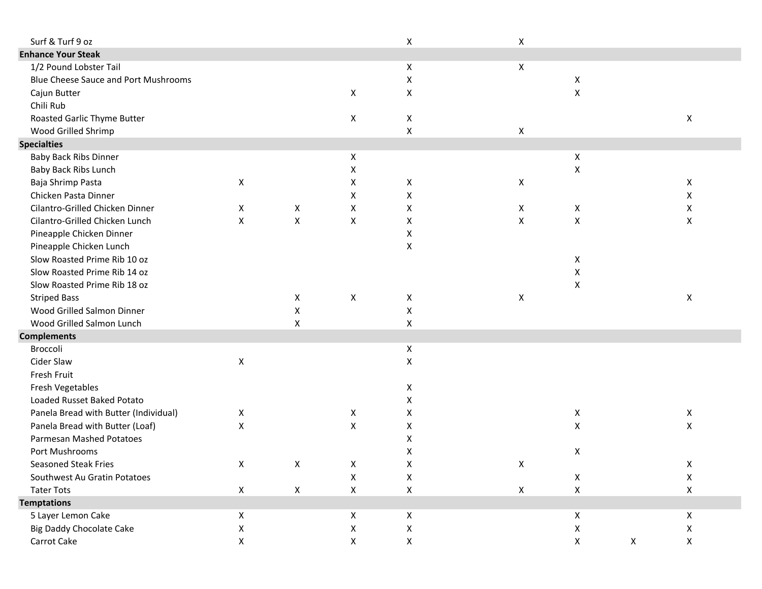| | | | | | | | | | |
|---|---|---|---|---|---|---|---|---|---|
| Surf & Turf 9 oz | | | | X | | X | | | |
| **Enhance Your Steak** | | | | | | | | | |
| 1/2 Pound Lobster Tail | | | | X | | X | | | |
| Blue Cheese Sauce and Port Mushrooms | | | | X | | | X | | |
| Cajun Butter | | | X | X | | | X | | |
| Chili Rub | | | | | | | | | |
| Roasted Garlic Thyme Butter | | | X | X | | | | | X |
| Wood Grilled Shrimp | | | | X | | X | | | |
| **Specialties** | | | | | | | | | |
| Baby Back Ribs Dinner | | | X | | | | X | | |
| Baby Back Ribs Lunch | | | X | | | | X | | |
| Baja Shrimp Pasta | X | | X | X | | X | | | X |
| Chicken Pasta Dinner | | | X | X | | | | | X |
| Cilantro-Grilled Chicken Dinner | X | X | X | X | | X | X | | X |
| Cilantro-Grilled Chicken Lunch | X | X | X | X | | X | X | | X |
| Pineapple Chicken Dinner | | | | X | | | | | |
| Pineapple Chicken Lunch | | | | X | | | | | |
| Slow Roasted Prime Rib 10 oz | | | | | | | X | | |
| Slow Roasted Prime Rib 14 oz | | | | | | | X | | |
| Slow Roasted Prime Rib 18 oz | | | | | | | X | | |
| Striped Bass | | X | X | X | | X | | | X |
| Wood Grilled Salmon Dinner | | X | | X | | | | | |
| Wood Grilled Salmon Lunch | | X | | X | | | | | |
| **Complements** | | | | | | | | | |
| Broccoli | | | | X | | | | | |
| Cider Slaw | X | | | X | | | | | |
| Fresh Fruit | | | | | | | | | |
| Fresh Vegetables | | | | X | | | | | |
| Loaded Russet Baked Potato | | | | X | | | | | |
| Panela Bread with Butter (Individual) | X | | X | X | | | X | | X |
| Panela Bread with Butter (Loaf) | X | | X | X | | | X | | X |
| Parmesan Mashed Potatoes | | | | X | | | | | |
| Port Mushrooms | | | | X | | | X | | |
| Seasoned Steak Fries | X | X | X | X | | X | | | X |
| Southwest Au Gratin Potatoes | | | X | X | | | X | | X |
| Tater Tots | X | X | X | X | | X | X | | X |
| **Temptations** | | | | | | | | | |
| 5 Layer Lemon Cake | X | | X | X | | | X | | X |
| Big Daddy Chocolate Cake | X | | X | X | | | X | | X |
| Carrot Cake | X | | X | X | | | X | X | X |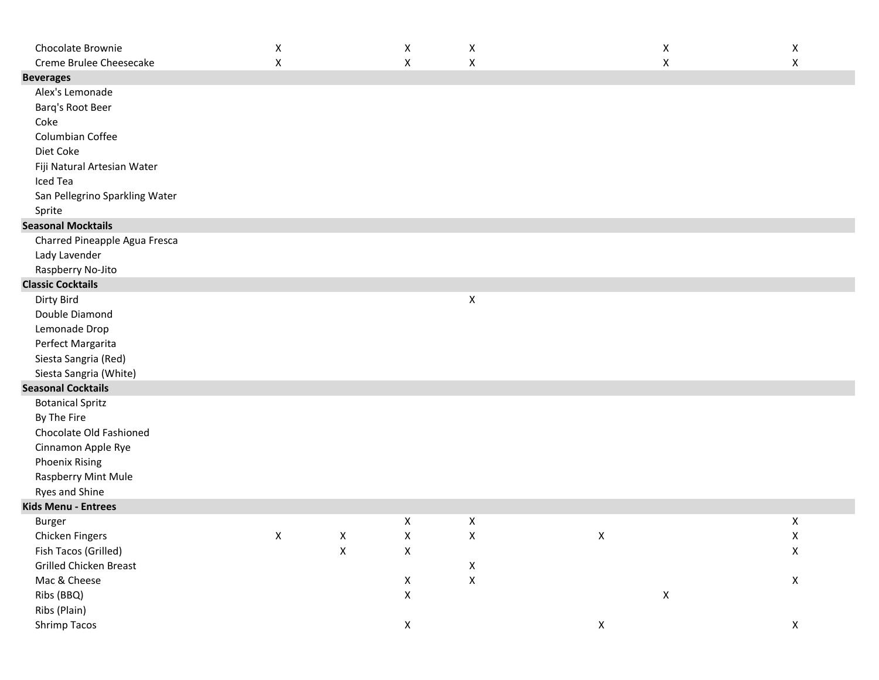| | | | | | | | | | |
|---|---|---|---|---|---|---|---|---|---|
| Chocolate Brownie | X | | X | X | | | X | | X |
| Creme Brulee Cheesecake | X | | X | X | | | X | | X |
| **Beverages** | | | | | | | | | |
| Alex's Lemonade | | | | | | | | | |
| Barq's Root Beer | | | | | | | | | |
| Coke | | | | | | | | | |
| Columbian Coffee | | | | | | | | | |
| Diet Coke | | | | | | | | | |
| Fiji Natural Artesian Water | | | | | | | | | |
| Iced Tea | | | | | | | | | |
| San Pellegrino Sparkling Water | | | | | | | | | |
| Sprite | | | | | | | | | |
| **Seasonal Mocktails** | | | | | | | | | |
| Charred Pineapple Agua Fresca | | | | | | | | | |
| Lady Lavender | | | | | | | | | |
| Raspberry No-Jito | | | | | | | | | |
| **Classic Cocktails** | | | | | | | | | |
| Dirty Bird | | | | X | | | | | |
| Double Diamond | | | | | | | | | |
| Lemonade Drop | | | | | | | | | |
| Perfect Margarita | | | | | | | | | |
| Siesta Sangria (Red) | | | | | | | | | |
| Siesta Sangria (White) | | | | | | | | | |
| **Seasonal Cocktails** | | | | | | | | | |
| Botanical Spritz | | | | | | | | | |
| By The Fire | | | | | | | | | |
| Chocolate Old Fashioned | | | | | | | | | |
| Cinnamon Apple Rye | | | | | | | | | |
| Phoenix Rising | | | | | | | | | |
| Raspberry Mint Mule | | | | | | | | | |
| Ryes and Shine | | | | | | | | | |
| **Kids Menu - Entrees** | | | | | | | | | |
| Burger | | | X | X | | | | | X |
| Chicken Fingers | X | X | X | X | | X | | | X |
| Fish Tacos (Grilled) | | X | X | | | | | | X |
| Grilled Chicken Breast | | | | X | | | | | |
| Mac & Cheese | | | X | X | | | | | X |
| Ribs (BBQ) | | | X | | | | X | | |
| Ribs (Plain) | | | | | | | | | |
| Shrimp Tacos | | | X | | | X | | | X |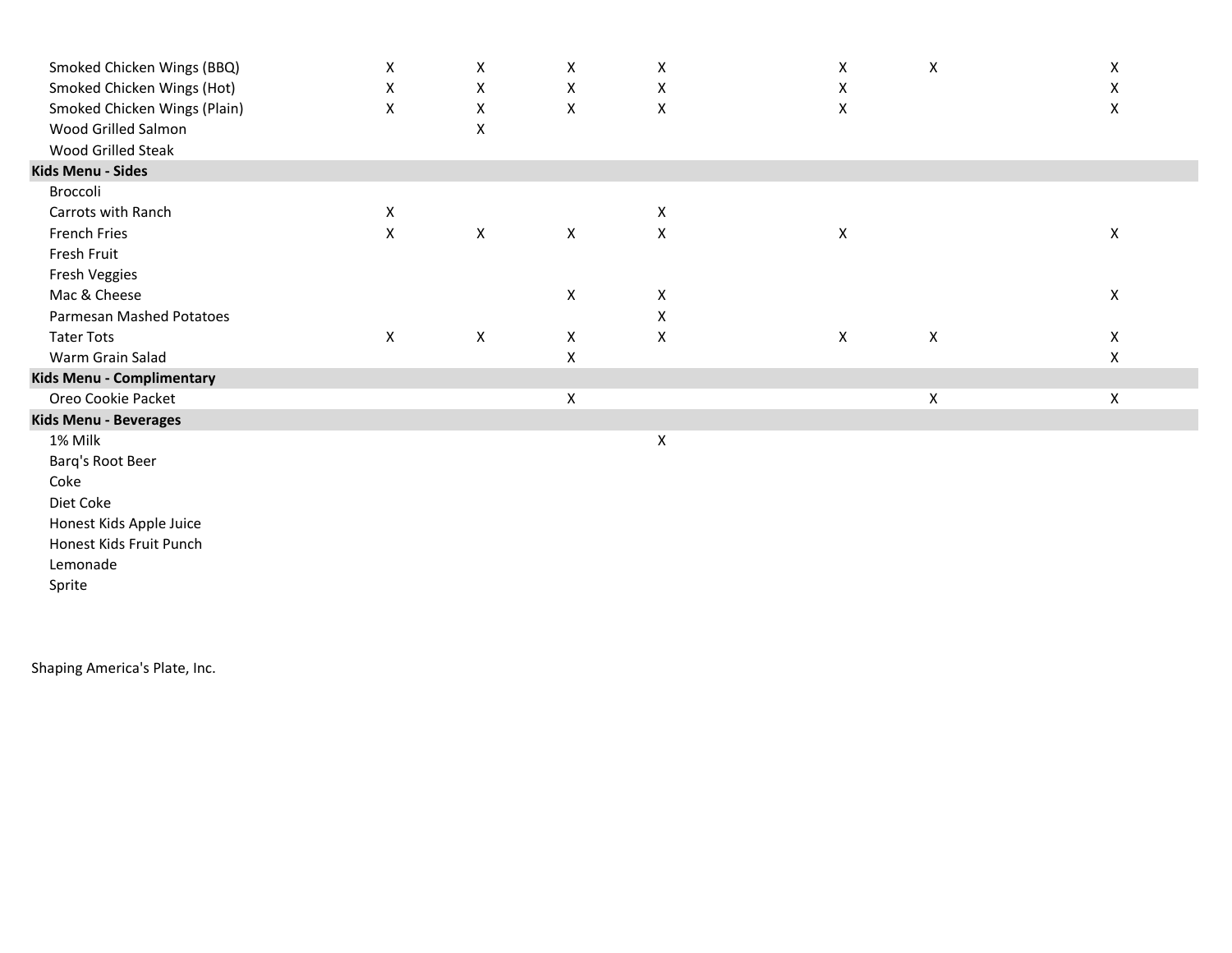| | | | | | | | | | |
|---|---|---|---|---|---|---|---|---|---|
| Smoked Chicken Wings (BBQ) | X | X | X | X | | X | X | | X |
| Smoked Chicken Wings (Hot) | X | X | X | X | | X | | | X |
| Smoked Chicken Wings (Plain) | X | X | X | X | | X | | | X |
| Wood Grilled Salmon | | X | | | | | | | |
| Wood Grilled Steak | | | | | | | | | |
| **Kids Menu - Sides** | | | | | | | | | |
| Broccoli | | | | | | | | | |
| Carrots with Ranch | X | | | X | | | | | |
| French Fries | X | X | X | X | | X | | | X |
| Fresh Fruit | | | | | | | | | |
| Fresh Veggies | | | | | | | | | |
| Mac & Cheese | | | X | X | | | | | X |
| Parmesan Mashed Potatoes | | | | X | | | | | |
| Tater Tots | X | X | X | X | | X | X | | X |
| Warm Grain Salad | | | X | | | | | | X |
| **Kids Menu - Complimentary** | | | | | | | | | |
| Oreo Cookie Packet | | | X | | | | X | | X |
| **Kids Menu - Beverages** | | | | | | | | | |
| 1% Milk | | | | X | | | | | |
| Barq's Root Beer | | | | | | | | | |
| Coke | | | | | | | | | |
| Diet Coke | | | | | | | | | |
| Honest Kids Apple Juice | | | | | | | | | |
| Honest Kids Fruit Punch | | | | | | | | | |
| Lemonade | | | | | | | | | |
| Sprite | | | | | | | | | |